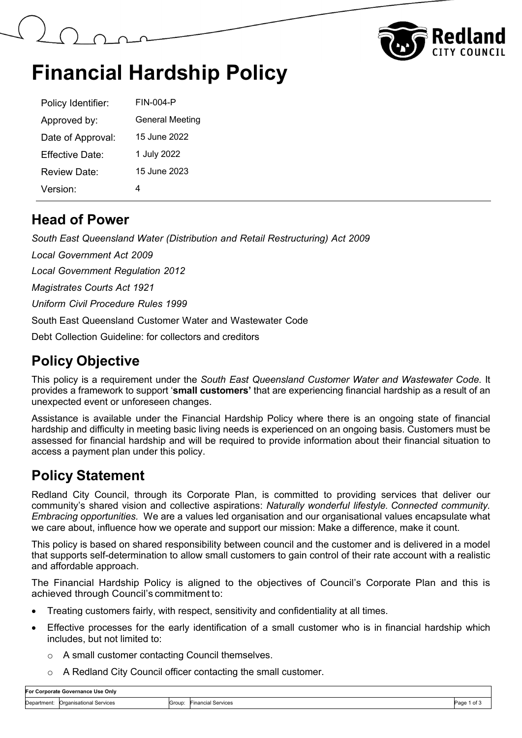# Financial Hardship Policy

| | |
|---|---|
| Policy Identifier: | FIN-004-P |
| Approved by: | General Meeting |
| Date of Approval: | 15 June 2022 |
| Effective Date: | 1 July 2022 |
| Review Date: | 15 June 2023 |
| Version: | 4 |

## Head of Power

*South East Queensland Water (Distribution and Retail Restructuring) Act 2009*

*Local Government Act 2009*

*Local Government Regulation 2012*

*Magistrates Courts Act 1921*

*Uniform Civil Procedure Rules 1999*

South East Queensland Customer Water and Wastewater Code

Debt Collection Guideline: for collectors and creditors

## Policy Objective

This policy is a requirement under the *South East Queensland Customer Water and Wastewater Code*. It provides a framework to support '**small customers'** that are experiencing financial hardship as a result of an unexpected event or unforeseen changes.

Assistance is available under the Financial Hardship Policy where there is an ongoing state of financial hardship and difficulty in meeting basic living needs is experienced on an ongoing basis. Customers must be assessed for financial hardship and will be required to provide information about their financial situation to access a payment plan under this policy.

## Policy Statement

Redland City Council, through its Corporate Plan, is committed to providing services that deliver our community's shared vision and collective aspirations: *Naturally wonderful lifestyle. Connected community. Embracing opportunities.* We are a values led organisation and our organisational values encapsulate what we care about, influence how we operate and support our mission: Make a difference, make it count.

This policy is based on shared responsibility between council and the customer and is delivered in a model that supports self-determination to allow small customers to gain control of their rate account with a realistic and affordable approach.

The Financial Hardship Policy is aligned to the objectives of Council's Corporate Plan and this is achieved through Council's commitment to:

- Treating customers fairly, with respect, sensitivity and confidentiality at all times.
- Effective processes for the early identification of a small customer who is in financial hardship which includes, but not limited to:
  - A small customer contacting Council themselves.
  - A Redland City Council officer contacting the small customer.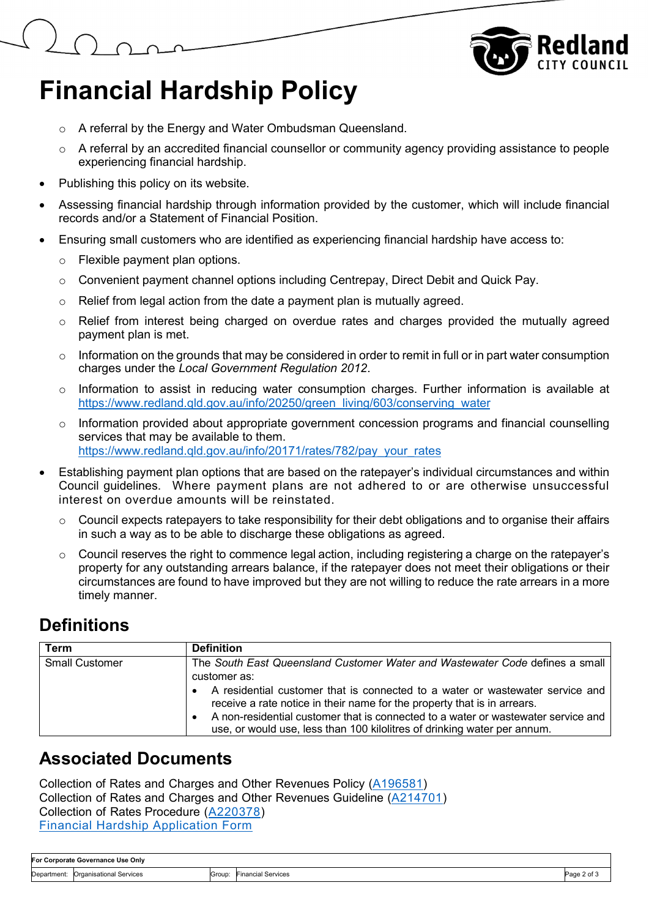# Financial Hardship Policy

  - A referral by the Energy and Water Ombudsman Queensland.
  - A referral by an accredited financial counsellor or community agency providing assistance to people experiencing financial hardship.
- Publishing this policy on its website.
- Assessing financial hardship through information provided by the customer, which will include financial records and/or a Statement of Financial Position.
- Ensuring small customers who are identified as experiencing financial hardship have access to:
  - Flexible payment plan options.
  - Convenient payment channel options including Centrepay, Direct Debit and Quick Pay.
  - Relief from legal action from the date a payment plan is mutually agreed.
  - Relief from interest being charged on overdue rates and charges provided the mutually agreed payment plan is met.
  - Information on the grounds that may be considered in order to remit in full or in part water consumption charges under the *Local Government Regulation 2012*.
  - Information to assist in reducing water consumption charges. Further information is available at [https://www.redland.qld.gov.au/info/20250/green_living/603/conserving_water](https://www.redland.qld.gov.au/info/20250/green_living/603/conserving_water)
  - Information provided about appropriate government concession programs and financial counselling services that may be available to them. [https://www.redland.qld.gov.au/info/20171/rates/782/pay_your_rates](https://www.redland.qld.gov.au/info/20171/rates/782/pay_your_rates)
- Establishing payment plan options that are based on the ratepayer's individual circumstances and within Council guidelines. Where payment plans are not adhered to or are otherwise unsuccessful interest on overdue amounts will be reinstated.
  - Council expects ratepayers to take responsibility for their debt obligations and to organise their affairs in such a way as to be able to discharge these obligations as agreed.
  - Council reserves the right to commence legal action, including registering a charge on the ratepayer's property for any outstanding arrears balance, if the ratepayer does not meet their obligations or their circumstances are found to have improved but they are not willing to reduce the rate arrears in a more timely manner.

## Definitions

| Term | Definition |
|---|---|
| Small Customer | The *South East Queensland Customer Water and Wastewater Code* defines a small customer as:<br>• A residential customer that is connected to a water or wastewater service and receive a rate notice in their name for the property that is in arrears.<br>• A non-residential customer that is connected to a water or wastewater service and use, or would use, less than 100 kilolitres of drinking water per annum. |

## Associated Documents

Collection of Rates and Charges and Other Revenues Policy (A196581)
Collection of Rates and Charges and Other Revenues Guideline (A214701)
Collection of Rates Procedure (A220378)
Financial Hardship Application Form

| For Corporate Governance Use Only | | | |
|---|---|---|---|
| Department: | Organisational Services | Group: | Financial Services |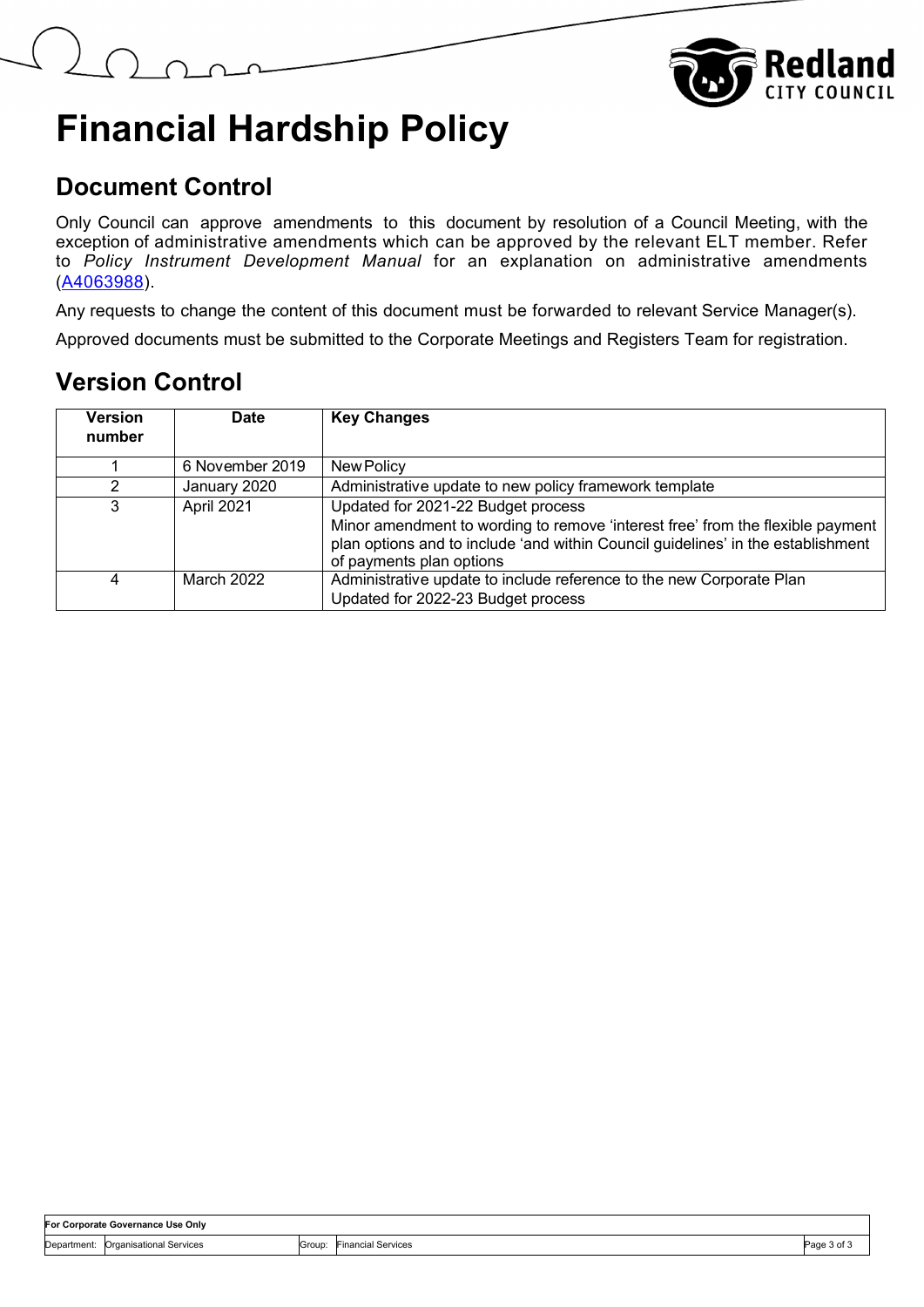# Financial Hardship Policy

## Document Control

Only Council can approve amendments to this document by resolution of a Council Meeting, with the exception of administrative amendments which can be approved by the relevant ELT member. Refer to *Policy Instrument Development Manual* for an explanation on administrative amendments (A4063988).

Any requests to change the content of this document must be forwarded to relevant Service Manager(s).

Approved documents must be submitted to the Corporate Meetings and Registers Team for registration.

## Version Control

| Version number | Date | Key Changes |
|---|---|---|
| 1 | 6 November 2019 | New Policy |
| 2 | January 2020 | Administrative update to new policy framework template |
| 3 | April 2021 | Updated for 2021-22 Budget process<br>Minor amendment to wording to remove 'interest free' from the flexible payment plan options and to include 'and within Council guidelines' in the establishment of payments plan options |
| 4 | March 2022 | Administrative update to include reference to the new Corporate Plan<br>Updated for 2022-23 Budget process |

| For Corporate Governance Use Only | | | |
|---|---|---|---|
| Department: Organisational Services | | Group: Financial Services | |